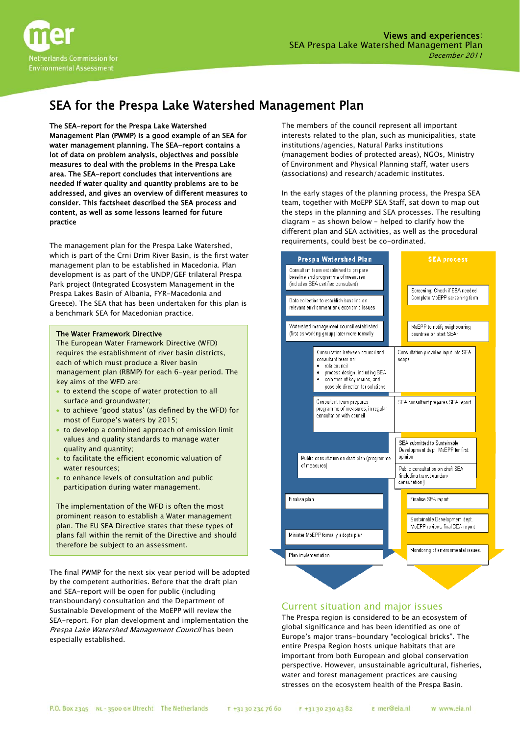Views and experiences:
SEA Prespa Lake Watershed Management Plan
*December 2011*

# SEA for the Prespa Lake Watershed Management Plan

**The SEA-report for the Prespa Lake Watershed Management Plan (PWMP) is a good example of an SEA for water management planning. The SEA-report contains a lot of data on problem analysis, objectives and possible measures to deal with the problems in the Prespa Lake area. The SEA-report concludes that interventions are needed if water quality and quantity problems are to be addressed, and gives an overview of different measures to consider. This factsheet described the SEA process and content, as well as some lessons learned for future practice**

The management plan for the Prespa Lake Watershed, which is part of the Crni Drim River Basin, is the first water management plan to be established in Macedonia. Plan development is as part of the UNDP/GEF trilateral Prespa Park project (Integrated Ecosystem Management in the Prespa Lakes Basin of Albania, FYR-Macedonia and Greece). The SEA that has been undertaken for this plan is a benchmark SEA for Macedonian practice.

> **The Water Framework Directive**
> The European Water Framework Directive (WFD) requires the establishment of river basin districts, each of which must produce a River basin management plan (RBMP) for each 6-year period. The key aims of the WFD are:
> - to extend the scope of water protection to all surface and groundwater;
> - to achieve 'good status' (as defined by the WFD) for most of Europe's waters by 2015;
> - to develop a combined approach of emission limit values and quality standards to manage water quality and quantity;
> - to facilitate the efficient economic valuation of water resources;
> - to enhance levels of consultation and public participation during water management.
>
> The implementation of the WFD is often the most prominent reason to establish a Water management plan. The EU SEA Directive states that these types of plans fall within the remit of the Directive and should therefore be subject to an assessment.

The final PWMP for the next six year period will be adopted by the competent authorities. Before that the draft plan and SEA-report will be open for public (including transboundary) consultation and the Department of Sustainable Development of the MoEPP will review the SEA-report. For plan development and implementation the *Prespa Lake Watershed Management Council* has been especially established.

The members of the council represent all important interests related to the plan, such as municipalities, state institutions/agencies, Natural Parks institutions (management bodies of protected areas), NGOs, Ministry of Environment and Physical Planning staff, water users (associations) and research/academic institutes.

In the early stages of the planning process, the Prespa SEA team, together with MoEPP SEA Staff, sat down to map out the steps in the planning and SEA processes. The resulting diagram - as shown below - helped to clarify how the different plan and SEA activities, as well as the procedural requirements, could best be co-ordinated.

| Prespa Watershed Plan | SEA process |
|---|---|
| Consultant team established to prepare baseline and programme of measures (includes SEA certified consultant) | |
| Data collection to establish baseline on relevant environment and economic issues | Screening: Check if SEA needed. Complete MoEPP screening form |
| Watershed management council established (first as working group) later more formally | MoEPP to notify neighbouring countries on start SEA? |
| Consultation between council and consultant team on: role council; process design, including SEA; selection of key issues, and possible direction for solutions | Consultation provides input into SEA scope |
| Consultant team prepares programme of measures, in regular consultation with council | SEA consultant prepares SEA report |
| | SEA submitted to Sustainable Development dept. MoEPP for first opinion |
| Public consultation on draft plan (programme of measures) | Public consultation on draft SEA (including transboundary consultation) |
| Finalise plan | Finalise SEA report |
| | Sustainable Development dept. MoEPP reviews final SEA report |
| Minister MoEPP formally adopts plan | |
| Plan implementation | Monitoring of environmental issues. |

## Current situation and major issues

The Prespa region is considered to be an ecosystem of global significance and has been identified as one of Europe's major trans-boundary "ecological bricks". The entire Prespa Region hosts unique habitats that are important from both European and global conservation perspective. However, unsustainable agricultural, fisheries, water and forest management practices are causing stresses on the ecosystem health of the Prespa Basin.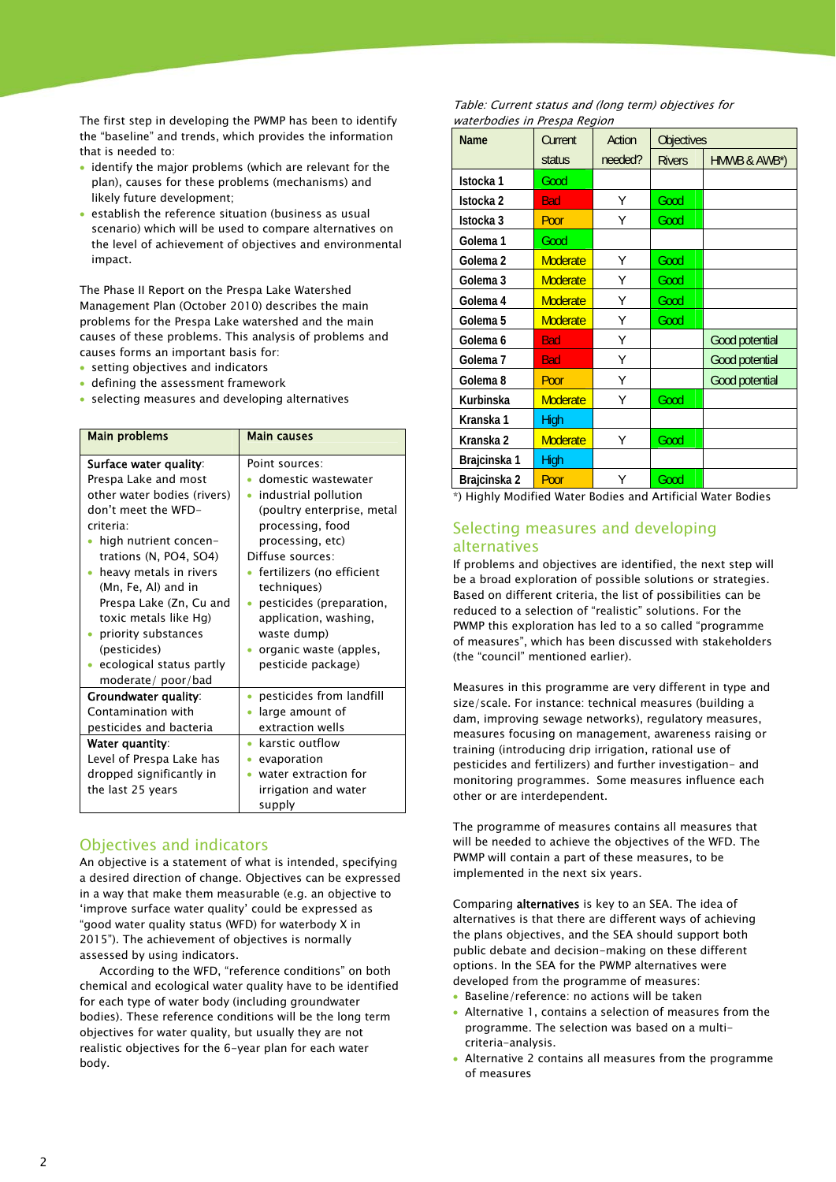The first step in developing the PWMP has been to identify the "baseline" and trends, which provides the information that is needed to:

- identify the major problems (which are relevant for the plan), causes for these problems (mechanisms) and likely future development;
- establish the reference situation (business as usual scenario) which will be used to compare alternatives on the level of achievement of objectives and environmental impact.

The Phase II Report on the Prespa Lake Watershed Management Plan (October 2010) describes the main problems for the Prespa Lake watershed and the main causes of these problems. This analysis of problems and causes forms an important basis for:

- setting objectives and indicators
- defining the assessment framework
- selecting measures and developing alternatives

| Main problems | Main causes |
|---|---|
| **Surface water quality**: Prespa Lake and most other water bodies (rivers) don't meet the WFD-criteria:<br>• high nutrient concentrations (N, PO4, SO4)<br>• heavy metals in rivers (Mn, Fe, Al) and in Prespa Lake (Zn, Cu and toxic metals like Hg)<br>• priority substances (pesticides)<br>• ecological status partly moderate/ poor/bad | Point sources:<br>• domestic wastewater<br>• industrial pollution (poultry enterprise, metal processing, food processing, etc)<br>Diffuse sources:<br>• fertilizers (no efficient techniques)<br>• pesticides (preparation, application, washing, waste dump)<br>• organic waste (apples, pesticide package) |
| **Groundwater quality**: Contamination with pesticides and bacteria | • pesticides from landfill<br>• large amount of extraction wells |
| **Water quantity**: Level of Prespa Lake has dropped significantly in the last 25 years | • karstic outflow<br>• evaporation<br>• water extraction for irrigation and water supply |

## Objectives and indicators

An objective is a statement of what is intended, specifying a desired direction of change. Objectives can be expressed in a way that make them measurable (e.g. an objective to 'improve surface water quality' could be expressed as "good water quality status (WFD) for waterbody X in 2015"). The achievement of objectives is normally assessed by using indicators.

According to the WFD, "reference conditions" on both chemical and ecological water quality have to be identified for each type of water body (including groundwater bodies). These reference conditions will be the long term objectives for water quality, but usually they are not realistic objectives for the 6-year plan for each water body.

*Table: Current status and (long term) objectives for waterbodies in Prespa Region*

| Name | Current status | Action needed? | Objectives | |
|---|---|---|---|---|
| | | | Rivers | HMWB & AWB*) |
| Istocka 1 | Good | | | |
| Istocka 2 | Bad | Y | Good | |
| Istocka 3 | Poor | Y | Good | |
| Golema 1 | Good | | | |
| Golema 2 | Moderate | Y | Good | |
| Golema 3 | Moderate | Y | Good | |
| Golema 4 | Moderate | Y | Good | |
| Golema 5 | Moderate | Y | Good | |
| Golema 6 | Bad | Y | | Good potential |
| Golema 7 | Bad | Y | | Good potential |
| Golema 8 | Poor | Y | | Good potential |
| Kurbinska | Moderate | Y | Good | |
| Kranska 1 | High | | | |
| Kranska 2 | Moderate | Y | Good | |
| Brajcinska 1 | High | | | |
| Brajcinska 2 | Poor | Y | Good | |

*) Highly Modified Water Bodies and Artificial Water Bodies

## Selecting measures and developing alternatives

If problems and objectives are identified, the next step will be a broad exploration of possible solutions or strategies. Based on different criteria, the list of possibilities can be reduced to a selection of "realistic" solutions. For the PWMP this exploration has led to a so called "programme of measures", which has been discussed with stakeholders (the "council" mentioned earlier).

Measures in this programme are very different in type and size/scale. For instance: technical measures (building a dam, improving sewage networks), regulatory measures, measures focusing on management, awareness raising or training (introducing drip irrigation, rational use of pesticides and fertilizers) and further investigation- and monitoring programmes. Some measures influence each other or are interdependent.

The programme of measures contains all measures that will be needed to achieve the objectives of the WFD. The PWMP will contain a part of these measures, to be implemented in the next six years.

Comparing **alternatives** is key to an SEA. The idea of alternatives is that there are different ways of achieving the plans objectives, and the SEA should support both public debate and decision-making on these different options. In the SEA for the PWMP alternatives were developed from the programme of measures:

- Baseline/reference: no actions will be taken
- Alternative 1, contains a selection of measures from the programme. The selection was based on a multi-criteria-analysis.
- Alternative 2 contains all measures from the programme of measures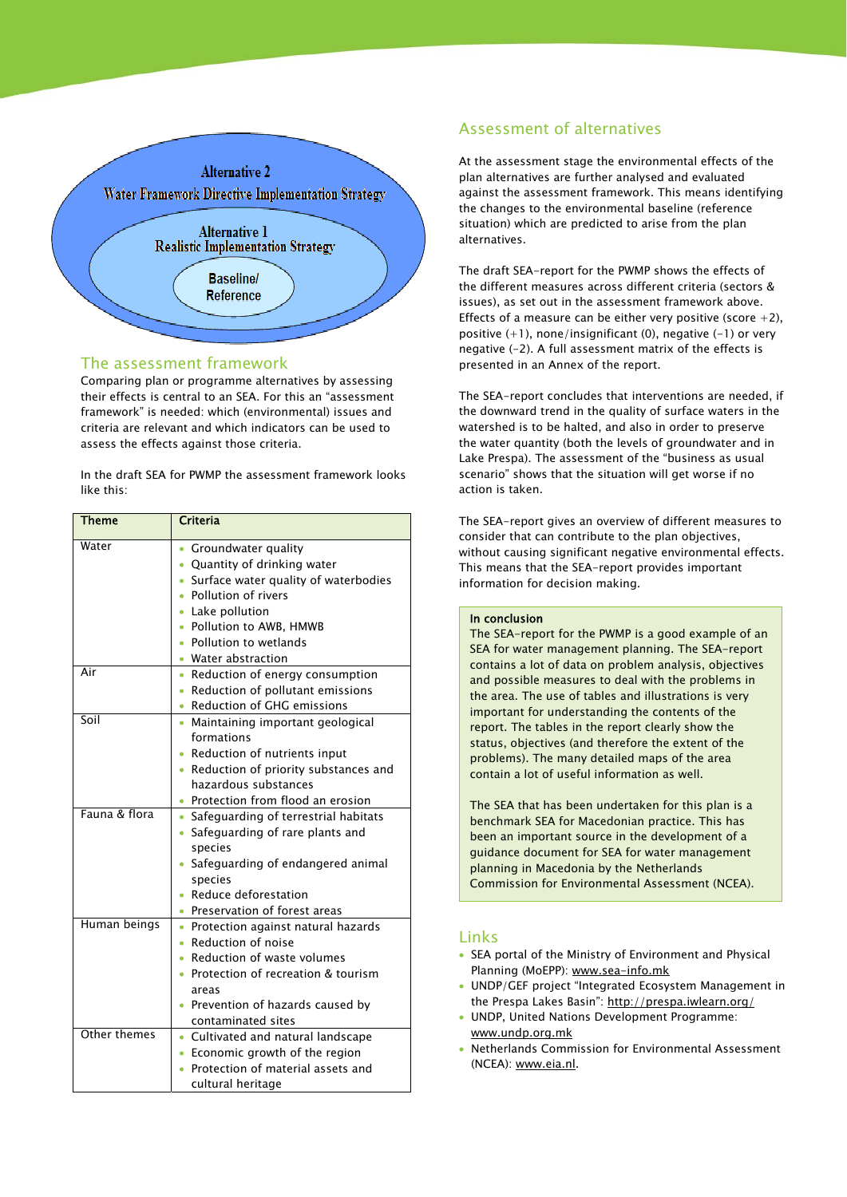Alternative 2
Water Framework Directive Implementation Strategy

Alternative 1
Realistic Implementation Strategy

Baseline/
Reference

## The assessment framework

Comparing plan or programme alternatives by assessing their effects is central to an SEA. For this an "assessment framework" is needed: which (environmental) issues and criteria are relevant and which indicators can be used to assess the effects against those criteria.

In the draft SEA for PWMP the assessment framework looks like this:

| Theme | Criteria |
|---|---|
| Water | • Groundwater quality<br>• Quantity of drinking water<br>• Surface water quality of waterbodies<br>• Pollution of rivers<br>• Lake pollution<br>• Pollution to AWB, HMWB<br>• Pollution to wetlands<br>• Water abstraction |
| Air | • Reduction of energy consumption<br>• Reduction of pollutant emissions<br>• Reduction of GHG emissions |
| Soil | • Maintaining important geological formations<br>• Reduction of nutrients input<br>• Reduction of priority substances and hazardous substances<br>• Protection from flood an erosion |
| Fauna & flora | • Safeguarding of terrestrial habitats<br>• Safeguarding of rare plants and species<br>• Safeguarding of endangered animal species<br>• Reduce deforestation<br>• Preservation of forest areas |
| Human beings | • Protection against natural hazards<br>• Reduction of noise<br>• Reduction of waste volumes<br>• Protection of recreation & tourism areas<br>• Prevention of hazards caused by contaminated sites |
| Other themes | • Cultivated and natural landscape<br>• Economic growth of the region<br>• Protection of material assets and cultural heritage |

## Assessment of alternatives

At the assessment stage the environmental effects of the plan alternatives are further analysed and evaluated against the assessment framework. This means identifying the changes to the environmental baseline (reference situation) which are predicted to arise from the plan alternatives.

The draft SEA-report for the PWMP shows the effects of the different measures across different criteria (sectors & issues), as set out in the assessment framework above. Effects of a measure can be either very positive (score +2), positive (+1), none/insignificant (0), negative (-1) or very negative (-2). A full assessment matrix of the effects is presented in an Annex of the report.

The SEA-report concludes that interventions are needed, if the downward trend in the quality of surface waters in the watershed is to be halted, and also in order to preserve the water quantity (both the levels of groundwater and in Lake Prespa). The assessment of the "business as usual scenario" shows that the situation will get worse if no action is taken.

The SEA-report gives an overview of different measures to consider that can contribute to the plan objectives, without causing significant negative environmental effects. This means that the SEA-report provides important information for decision making.

**In conclusion**

The SEA-report for the PWMP is a good example of an SEA for water management planning. The SEA-report contains a lot of data on problem analysis, objectives and possible measures to deal with the problems in the area. The use of tables and illustrations is very important for understanding the contents of the report. The tables in the report clearly show the status, objectives (and therefore the extent of the problems). The many detailed maps of the area contain a lot of useful information as well.

The SEA that has been undertaken for this plan is a benchmark SEA for Macedonian practice. This has been an important source in the development of a guidance document for SEA for water management planning in Macedonia by the Netherlands Commission for Environmental Assessment (NCEA).

## Links

- SEA portal of the Ministry of Environment and Physical Planning (MoEPP): www.sea-info.mk
- UNDP/GEF project "Integrated Ecosystem Management in the Prespa Lakes Basin": http://prespa.iwlearn.org/
- UNDP, United Nations Development Programme: www.undp.org.mk
- Netherlands Commission for Environmental Assessment (NCEA): www.eia.nl.